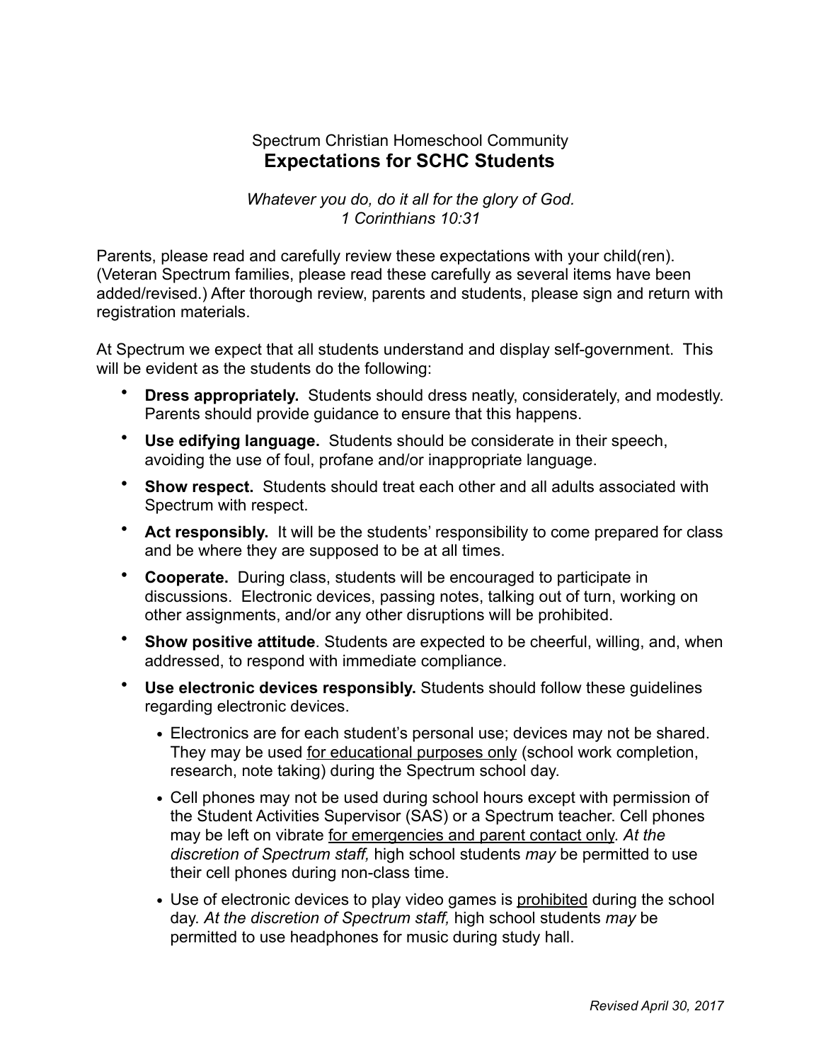Spectrum Christian Homeschool Community

# Expectations for SCHC Students

*Whatever you do, do it all for the glory of God.*
*1 Corinthians 10:31*

Parents, please read and carefully review these expectations with your child(ren). (Veteran Spectrum families, please read these carefully as several items have been added/revised.) After thorough review, parents and students, please sign and return with registration materials.

At Spectrum we expect that all students understand and display self-government. This will be evident as the students do the following:

- **Dress appropriately.** Students should dress neatly, considerately, and modestly. Parents should provide guidance to ensure that this happens.
- **Use edifying language.** Students should be considerate in their speech, avoiding the use of foul, profane and/or inappropriate language.
- **Show respect.** Students should treat each other and all adults associated with Spectrum with respect.
- **Act responsibly.** It will be the students' responsibility to come prepared for class and be where they are supposed to be at all times.
- **Cooperate.** During class, students will be encouraged to participate in discussions. Electronic devices, passing notes, talking out of turn, working on other assignments, and/or any other disruptions will be prohibited.
- **Show positive attitude**. Students are expected to be cheerful, willing, and, when addressed, to respond with immediate compliance.
- **Use electronic devices responsibly.** Students should follow these guidelines regarding electronic devices.
  - Electronics are for each student's personal use; devices may not be shared. They may be used <u>for educational purposes only</u> (school work completion, research, note taking) during the Spectrum school day.
  - Cell phones may not be used during school hours except with permission of the Student Activities Supervisor (SAS) or a Spectrum teacher. Cell phones may be left on vibrate <u>for emergencies and parent contact only</u>. *At the discretion of Spectrum staff,* high school students *may* be permitted to use their cell phones during non-class time.
  - Use of electronic devices to play video games is <u>prohibited</u> during the school day. *At the discretion of Spectrum staff,* high school students *may* be permitted to use headphones for music during study hall.

*Revised April 30, 2017*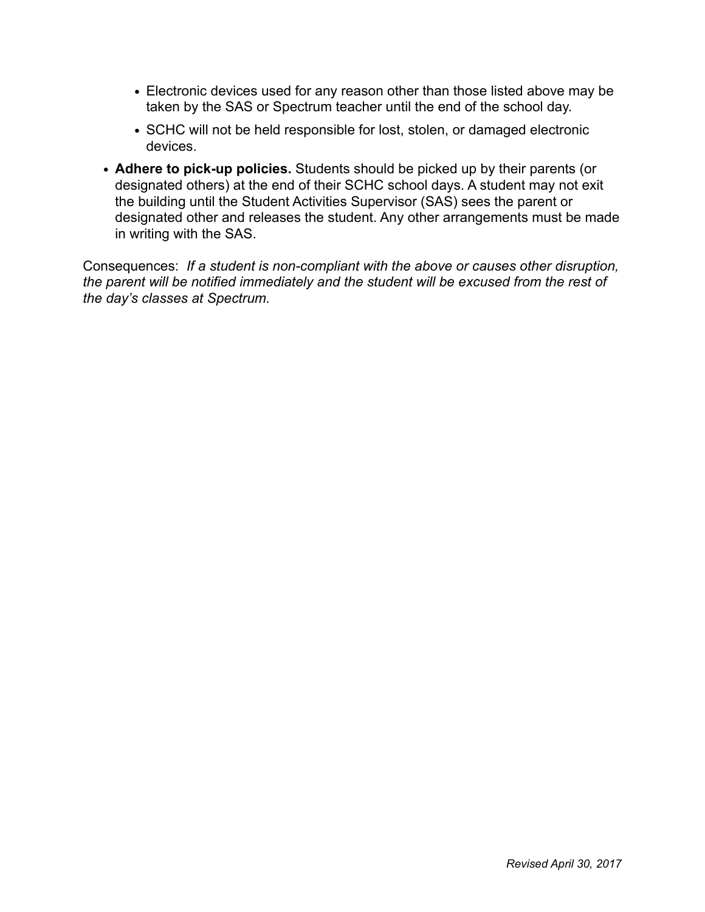- Electronic devices used for any reason other than those listed above may be taken by the SAS or Spectrum teacher until the end of the school day.
    - SCHC will not be held responsible for lost, stolen, or damaged electronic devices.
- **Adhere to pick-up policies.** Students should be picked up by their parents (or designated others) at the end of their SCHC school days. A student may not exit the building until the Student Activities Supervisor (SAS) sees the parent or designated other and releases the student. Any other arrangements must be made in writing with the SAS.

Consequences: *If a student is non-compliant with the above or causes other disruption, the parent will be notified immediately and the student will be excused from the rest of the day's classes at Spectrum.*

*Revised April 30, 2017*